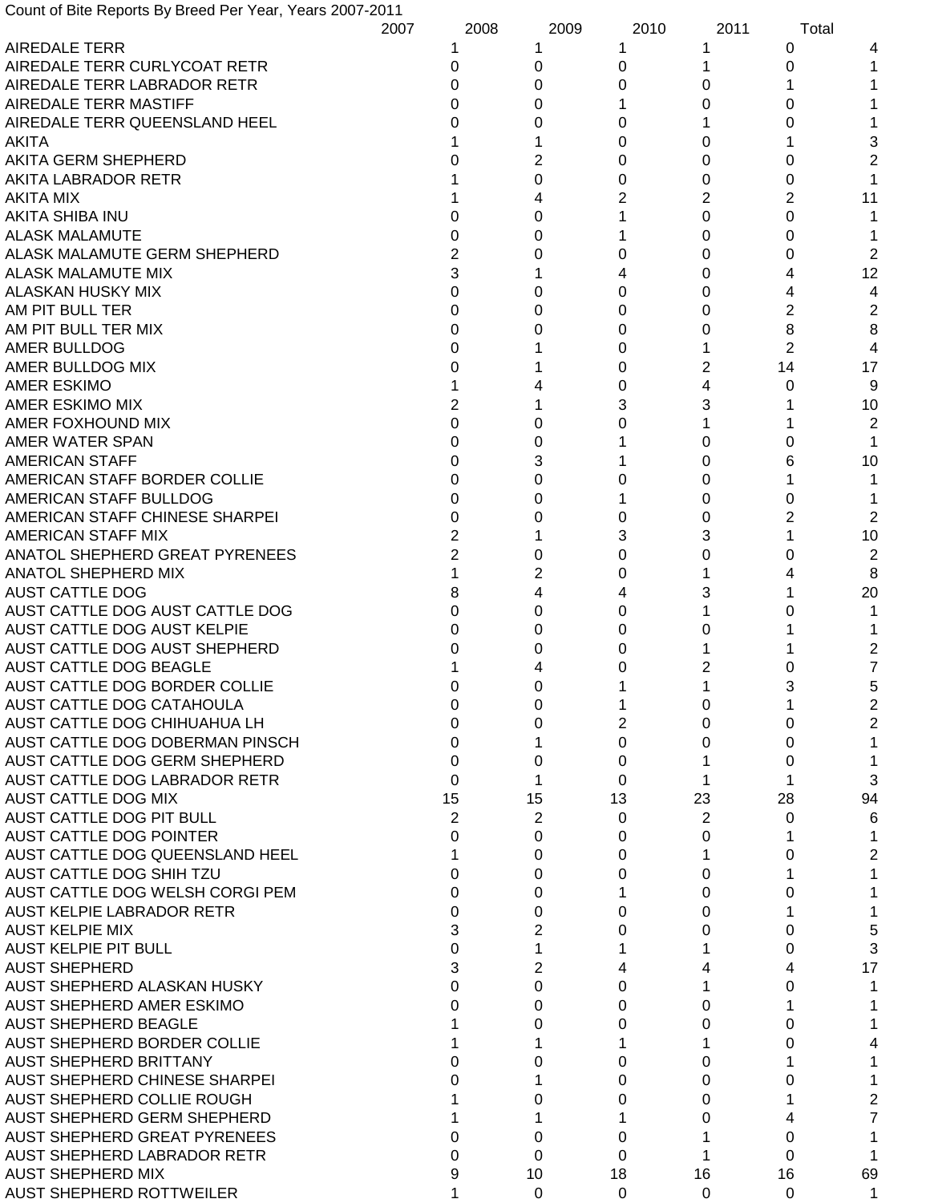Count of Bite Reports By Breed Per Year, Years 2007-2011

| | 2007 | 2008 | 2009 | 2010 | 2011 | Total |
|---|---|---|---|---|---|---|
| AIREDALE TERR | 1 | 1 | 1 | 1 | 0 | 4 |
| AIREDALE TERR CURLYCOAT RETR | 0 | 0 | 0 | 1 | 0 | 1 |
| AIREDALE TERR LABRADOR RETR | 0 | 0 | 0 | 0 | 1 | 1 |
| AIREDALE TERR MASTIFF | 0 | 0 | 1 | 0 | 0 | 1 |
| AIREDALE TERR QUEENSLAND HEEL | 0 | 0 | 0 | 1 | 0 | 1 |
| AKITA | 1 | 1 | 0 | 0 | 1 | 3 |
| AKITA GERM SHEPHERD | 0 | 2 | 0 | 0 | 0 | 2 |
| AKITA LABRADOR RETR | 1 | 0 | 0 | 0 | 0 | 1 |
| AKITA MIX | 1 | 4 | 2 | 2 | 2 | 11 |
| AKITA SHIBA INU | 0 | 0 | 1 | 0 | 0 | 1 |
| ALASK MALAMUTE | 0 | 0 | 1 | 0 | 0 | 1 |
| ALASK MALAMUTE GERM SHEPHERD | 2 | 0 | 0 | 0 | 0 | 2 |
| ALASK MALAMUTE MIX | 3 | 1 | 4 | 0 | 4 | 12 |
| ALASKAN HUSKY MIX | 0 | 0 | 0 | 0 | 4 | 4 |
| AM PIT BULL TER | 0 | 0 | 0 | 0 | 2 | 2 |
| AM PIT BULL TER MIX | 0 | 0 | 0 | 0 | 8 | 8 |
| AMER BULLDOG | 0 | 1 | 0 | 1 | 2 | 4 |
| AMER BULLDOG MIX | 0 | 1 | 0 | 2 | 14 | 17 |
| AMER ESKIMO | 1 | 4 | 0 | 4 | 0 | 9 |
| AMER ESKIMO MIX | 2 | 1 | 3 | 3 | 1 | 10 |
| AMER FOXHOUND MIX | 0 | 0 | 0 | 1 | 1 | 2 |
| AMER WATER SPAN | 0 | 0 | 1 | 0 | 0 | 1 |
| AMERICAN STAFF | 0 | 3 | 1 | 0 | 6 | 10 |
| AMERICAN STAFF BORDER COLLIE | 0 | 0 | 0 | 0 | 1 | 1 |
| AMERICAN STAFF BULLDOG | 0 | 0 | 1 | 0 | 0 | 1 |
| AMERICAN STAFF CHINESE SHARPEI | 0 | 0 | 0 | 0 | 2 | 2 |
| AMERICAN STAFF MIX | 2 | 1 | 3 | 3 | 1 | 10 |
| ANATOL SHEPHERD GREAT PYRENEES | 2 | 0 | 0 | 0 | 0 | 2 |
| ANATOL SHEPHERD MIX | 1 | 2 | 0 | 1 | 4 | 8 |
| AUST CATTLE DOG | 8 | 4 | 4 | 3 | 1 | 20 |
| AUST CATTLE DOG AUST CATTLE DOG | 0 | 0 | 0 | 1 | 0 | 1 |
| AUST CATTLE DOG AUST KELPIE | 0 | 0 | 0 | 0 | 1 | 1 |
| AUST CATTLE DOG AUST SHEPHERD | 0 | 0 | 0 | 1 | 1 | 2 |
| AUST CATTLE DOG BEAGLE | 1 | 4 | 0 | 2 | 0 | 7 |
| AUST CATTLE DOG BORDER COLLIE | 0 | 0 | 1 | 1 | 3 | 5 |
| AUST CATTLE DOG CATAHOULA | 0 | 0 | 1 | 0 | 1 | 2 |
| AUST CATTLE DOG CHIHUAHUA LH | 0 | 0 | 2 | 0 | 0 | 2 |
| AUST CATTLE DOG DOBERMAN PINSCH | 0 | 1 | 0 | 0 | 0 | 1 |
| AUST CATTLE DOG GERM SHEPHERD | 0 | 0 | 0 | 1 | 0 | 1 |
| AUST CATTLE DOG LABRADOR RETR | 0 | 1 | 0 | 1 | 1 | 3 |
| AUST CATTLE DOG MIX | 15 | 15 | 13 | 23 | 28 | 94 |
| AUST CATTLE DOG PIT BULL | 2 | 2 | 0 | 2 | 0 | 6 |
| AUST CATTLE DOG POINTER | 0 | 0 | 0 | 0 | 1 | 1 |
| AUST CATTLE DOG QUEENSLAND HEEL | 1 | 0 | 0 | 1 | 0 | 2 |
| AUST CATTLE DOG SHIH TZU | 0 | 0 | 0 | 0 | 1 | 1 |
| AUST CATTLE DOG WELSH CORGI PEM | 0 | 0 | 1 | 0 | 0 | 1 |
| AUST KELPIE LABRADOR RETR | 0 | 0 | 0 | 0 | 1 | 1 |
| AUST KELPIE MIX | 3 | 2 | 0 | 0 | 0 | 5 |
| AUST KELPIE PIT BULL | 0 | 1 | 1 | 1 | 0 | 3 |
| AUST SHEPHERD | 3 | 2 | 4 | 4 | 4 | 17 |
| AUST SHEPHERD ALASKAN HUSKY | 0 | 0 | 0 | 1 | 0 | 1 |
| AUST SHEPHERD AMER ESKIMO | 0 | 0 | 0 | 0 | 1 | 1 |
| AUST SHEPHERD BEAGLE | 1 | 0 | 0 | 0 | 0 | 1 |
| AUST SHEPHERD BORDER COLLIE | 1 | 1 | 1 | 1 | 0 | 4 |
| AUST SHEPHERD BRITTANY | 0 | 0 | 0 | 0 | 1 | 1 |
| AUST SHEPHERD CHINESE SHARPEI | 0 | 1 | 0 | 0 | 0 | 1 |
| AUST SHEPHERD COLLIE ROUGH | 1 | 0 | 0 | 0 | 1 | 2 |
| AUST SHEPHERD GERM SHEPHERD | 1 | 1 | 1 | 0 | 4 | 7 |
| AUST SHEPHERD GREAT PYRENEES | 0 | 0 | 0 | 1 | 0 | 1 |
| AUST SHEPHERD LABRADOR RETR | 0 | 0 | 0 | 1 | 0 | 1 |
| AUST SHEPHERD MIX | 9 | 10 | 18 | 16 | 16 | 69 |
| AUST SHEPHERD ROTTWEILER | 1 | 0 | 0 | 0 | 0 | 1 |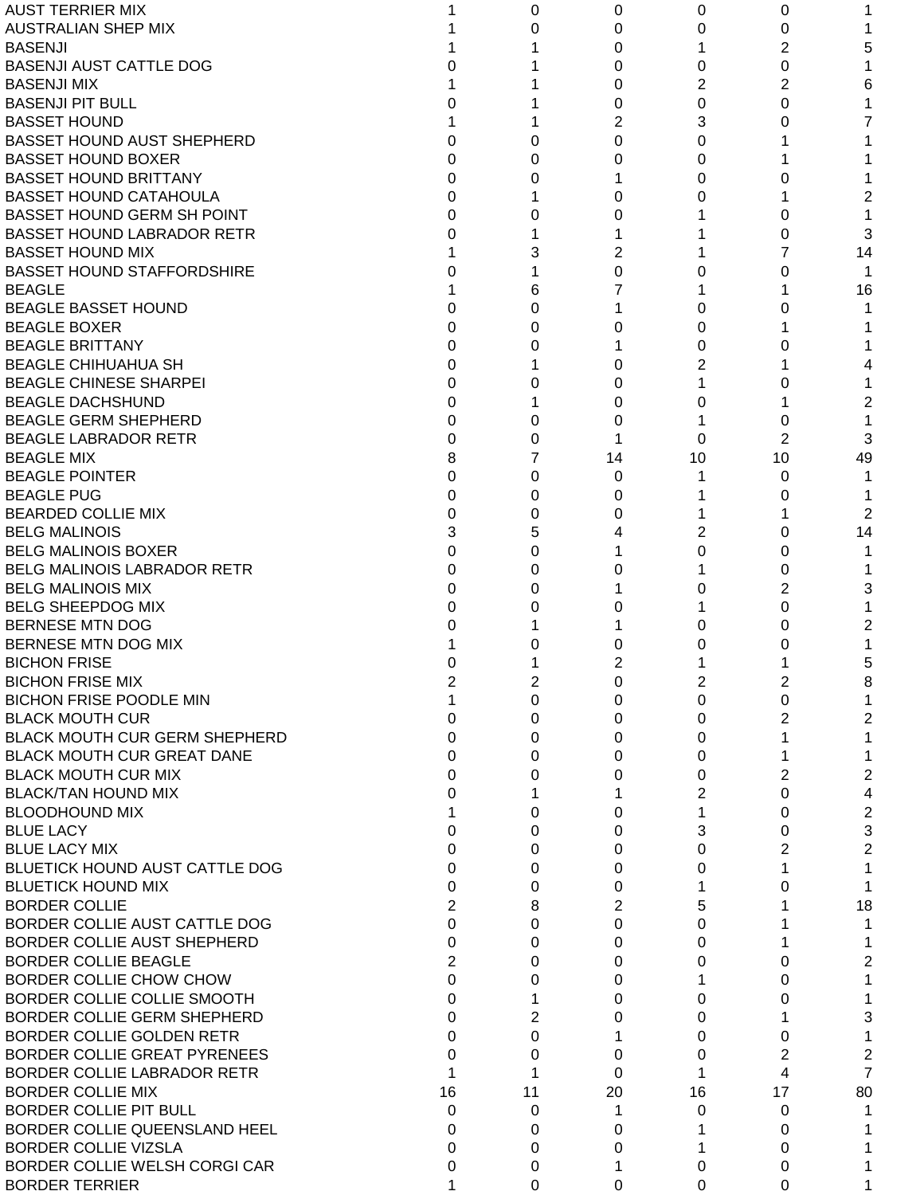| | | | | | | |
|---|---|---|---|---|---|---|
| AUST TERRIER MIX | 1 | 0 | 0 | 0 | 0 | 1 |
| AUSTRALIAN SHEP MIX | 1 | 0 | 0 | 0 | 0 | 1 |
| BASENJI | 1 | 1 | 0 | 1 | 2 | 5 |
| BASENJI AUST CATTLE DOG | 0 | 1 | 0 | 0 | 0 | 1 |
| BASENJI MIX | 1 | 1 | 0 | 2 | 2 | 6 |
| BASENJI PIT BULL | 0 | 1 | 0 | 0 | 0 | 1 |
| BASSET HOUND | 1 | 1 | 2 | 3 | 0 | 7 |
| BASSET HOUND AUST SHEPHERD | 0 | 0 | 0 | 0 | 1 | 1 |
| BASSET HOUND BOXER | 0 | 0 | 0 | 0 | 1 | 1 |
| BASSET HOUND BRITTANY | 0 | 0 | 1 | 0 | 0 | 1 |
| BASSET HOUND CATAHOULA | 0 | 1 | 0 | 0 | 1 | 2 |
| BASSET HOUND GERM SH POINT | 0 | 0 | 0 | 1 | 0 | 1 |
| BASSET HOUND LABRADOR RETR | 0 | 1 | 1 | 1 | 0 | 3 |
| BASSET HOUND MIX | 1 | 3 | 2 | 1 | 7 | 14 |
| BASSET HOUND STAFFORDSHIRE | 0 | 1 | 0 | 0 | 0 | 1 |
| BEAGLE | 1 | 6 | 7 | 1 | 1 | 16 |
| BEAGLE BASSET HOUND | 0 | 0 | 1 | 0 | 0 | 1 |
| BEAGLE BOXER | 0 | 0 | 0 | 0 | 1 | 1 |
| BEAGLE BRITTANY | 0 | 0 | 1 | 0 | 0 | 1 |
| BEAGLE CHIHUAHUA SH | 0 | 1 | 0 | 2 | 1 | 4 |
| BEAGLE CHINESE SHARPEI | 0 | 0 | 0 | 1 | 0 | 1 |
| BEAGLE DACHSHUND | 0 | 1 | 0 | 0 | 1 | 2 |
| BEAGLE GERM SHEPHERD | 0 | 0 | 0 | 1 | 0 | 1 |
| BEAGLE LABRADOR RETR | 0 | 0 | 1 | 0 | 2 | 3 |
| BEAGLE MIX | 8 | 7 | 14 | 10 | 10 | 49 |
| BEAGLE POINTER | 0 | 0 | 0 | 1 | 0 | 1 |
| BEAGLE PUG | 0 | 0 | 0 | 1 | 0 | 1 |
| BEARDED COLLIE MIX | 0 | 0 | 0 | 1 | 1 | 2 |
| BELG MALINOIS | 3 | 5 | 4 | 2 | 0 | 14 |
| BELG MALINOIS BOXER | 0 | 0 | 1 | 0 | 0 | 1 |
| BELG MALINOIS LABRADOR RETR | 0 | 0 | 0 | 1 | 0 | 1 |
| BELG MALINOIS MIX | 0 | 0 | 1 | 0 | 2 | 3 |
| BELG SHEEPDOG MIX | 0 | 0 | 0 | 1 | 0 | 1 |
| BERNESE MTN DOG | 0 | 1 | 1 | 0 | 0 | 2 |
| BERNESE MTN DOG MIX | 1 | 0 | 0 | 0 | 0 | 1 |
| BICHON FRISE | 0 | 1 | 2 | 1 | 1 | 5 |
| BICHON FRISE MIX | 2 | 2 | 0 | 2 | 2 | 8 |
| BICHON FRISE POODLE MIN | 1 | 0 | 0 | 0 | 0 | 1 |
| BLACK MOUTH CUR | 0 | 0 | 0 | 0 | 2 | 2 |
| BLACK MOUTH CUR GERM SHEPHERD | 0 | 0 | 0 | 0 | 1 | 1 |
| BLACK MOUTH CUR GREAT DANE | 0 | 0 | 0 | 0 | 1 | 1 |
| BLACK MOUTH CUR MIX | 0 | 0 | 0 | 0 | 2 | 2 |
| BLACK/TAN HOUND MIX | 0 | 1 | 1 | 2 | 0 | 4 |
| BLOODHOUND MIX | 1 | 0 | 0 | 1 | 0 | 2 |
| BLUE LACY | 0 | 0 | 0 | 3 | 0 | 3 |
| BLUE LACY MIX | 0 | 0 | 0 | 0 | 2 | 2 |
| BLUETICK HOUND AUST CATTLE DOG | 0 | 0 | 0 | 0 | 1 | 1 |
| BLUETICK HOUND MIX | 0 | 0 | 0 | 1 | 0 | 1 |
| BORDER COLLIE | 2 | 8 | 2 | 5 | 1 | 18 |
| BORDER COLLIE AUST CATTLE DOG | 0 | 0 | 0 | 0 | 1 | 1 |
| BORDER COLLIE AUST SHEPHERD | 0 | 0 | 0 | 0 | 1 | 1 |
| BORDER COLLIE BEAGLE | 2 | 0 | 0 | 0 | 0 | 2 |
| BORDER COLLIE CHOW CHOW | 0 | 0 | 0 | 1 | 0 | 1 |
| BORDER COLLIE COLLIE SMOOTH | 0 | 1 | 0 | 0 | 0 | 1 |
| BORDER COLLIE GERM SHEPHERD | 0 | 2 | 0 | 0 | 1 | 3 |
| BORDER COLLIE GOLDEN RETR | 0 | 0 | 1 | 0 | 0 | 1 |
| BORDER COLLIE GREAT PYRENEES | 0 | 0 | 0 | 0 | 2 | 2 |
| BORDER COLLIE LABRADOR RETR | 1 | 1 | 0 | 1 | 4 | 7 |
| BORDER COLLIE MIX | 16 | 11 | 20 | 16 | 17 | 80 |
| BORDER COLLIE PIT BULL | 0 | 0 | 1 | 0 | 0 | 1 |
| BORDER COLLIE QUEENSLAND HEEL | 0 | 0 | 0 | 1 | 0 | 1 |
| BORDER COLLIE VIZSLA | 0 | 0 | 0 | 1 | 0 | 1 |
| BORDER COLLIE WELSH CORGI CAR | 0 | 0 | 1 | 0 | 0 | 1 |
| BORDER TERRIER | 1 | 0 | 0 | 0 | 0 | 1 |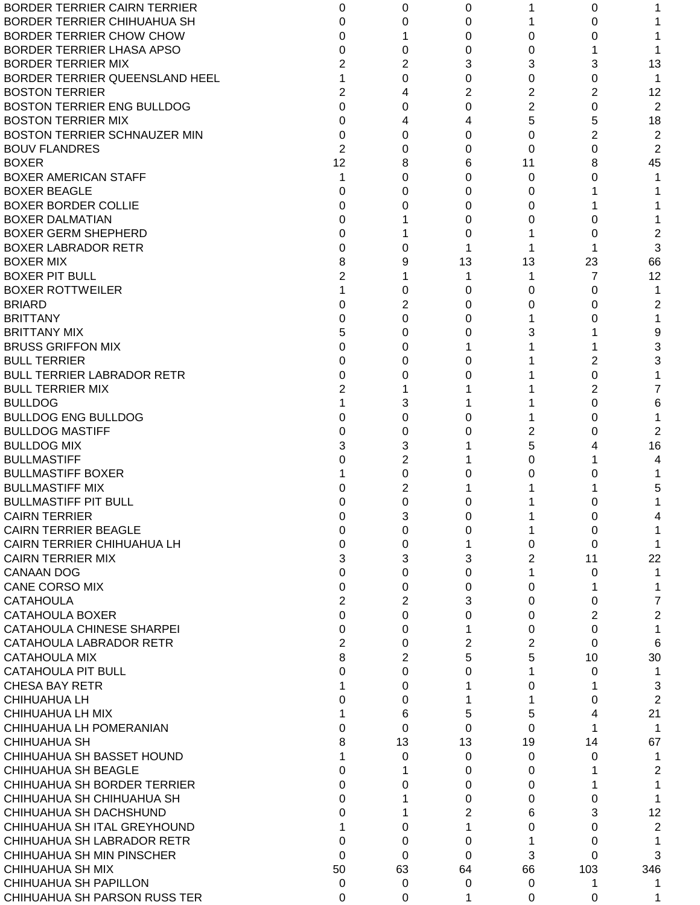| | | | | | | |
|---|---|---|---|---|---|---|
| BORDER TERRIER CAIRN TERRIER | 0 | 0 | 0 | 1 | 0 | 1 |
| BORDER TERRIER CHIHUAHUA SH | 0 | 0 | 0 | 1 | 0 | 1 |
| BORDER TERRIER CHOW CHOW | 0 | 1 | 0 | 0 | 0 | 1 |
| BORDER TERRIER LHASA APSO | 0 | 0 | 0 | 0 | 1 | 1 |
| BORDER TERRIER MIX | 2 | 2 | 3 | 3 | 3 | 13 |
| BORDER TERRIER QUEENSLAND HEEL | 1 | 0 | 0 | 0 | 0 | 1 |
| BOSTON TERRIER | 2 | 4 | 2 | 2 | 2 | 12 |
| BOSTON TERRIER ENG BULLDOG | 0 | 0 | 0 | 2 | 0 | 2 |
| BOSTON TERRIER MIX | 0 | 4 | 4 | 5 | 5 | 18 |
| BOSTON TERRIER SCHNAUZER MIN | 0 | 0 | 0 | 0 | 2 | 2 |
| BOUV FLANDRES | 2 | 0 | 0 | 0 | 0 | 2 |
| BOXER | 12 | 8 | 6 | 11 | 8 | 45 |
| BOXER AMERICAN STAFF | 1 | 0 | 0 | 0 | 0 | 1 |
| BOXER BEAGLE | 0 | 0 | 0 | 0 | 1 | 1 |
| BOXER BORDER COLLIE | 0 | 0 | 0 | 0 | 1 | 1 |
| BOXER DALMATIAN | 0 | 1 | 0 | 0 | 0 | 1 |
| BOXER GERM SHEPHERD | 0 | 1 | 0 | 1 | 0 | 2 |
| BOXER LABRADOR RETR | 0 | 0 | 1 | 1 | 1 | 3 |
| BOXER MIX | 8 | 9 | 13 | 13 | 23 | 66 |
| BOXER PIT BULL | 2 | 1 | 1 | 1 | 7 | 12 |
| BOXER ROTTWEILER | 1 | 0 | 0 | 0 | 0 | 1 |
| BRIARD | 0 | 2 | 0 | 0 | 0 | 2 |
| BRITTANY | 0 | 0 | 0 | 1 | 0 | 1 |
| BRITTANY MIX | 5 | 0 | 0 | 3 | 1 | 9 |
| BRUSS GRIFFON MIX | 0 | 0 | 1 | 1 | 1 | 3 |
| BULL TERRIER | 0 | 0 | 0 | 1 | 2 | 3 |
| BULL TERRIER LABRADOR RETR | 0 | 0 | 0 | 1 | 0 | 1 |
| BULL TERRIER MIX | 2 | 1 | 1 | 1 | 2 | 7 |
| BULLDOG | 1 | 3 | 1 | 1 | 0 | 6 |
| BULLDOG ENG BULLDOG | 0 | 0 | 0 | 1 | 0 | 1 |
| BULLDOG MASTIFF | 0 | 0 | 0 | 2 | 0 | 2 |
| BULLDOG MIX | 3 | 3 | 1 | 5 | 4 | 16 |
| BULLMASTIFF | 0 | 2 | 1 | 0 | 1 | 4 |
| BULLMASTIFF BOXER | 1 | 0 | 0 | 0 | 0 | 1 |
| BULLMASTIFF MIX | 0 | 2 | 1 | 1 | 1 | 5 |
| BULLMASTIFF PIT BULL | 0 | 0 | 0 | 1 | 0 | 1 |
| CAIRN TERRIER | 0 | 3 | 0 | 1 | 0 | 4 |
| CAIRN TERRIER BEAGLE | 0 | 0 | 0 | 1 | 0 | 1 |
| CAIRN TERRIER CHIHUAHUA LH | 0 | 0 | 1 | 0 | 0 | 1 |
| CAIRN TERRIER MIX | 3 | 3 | 3 | 2 | 11 | 22 |
| CANAAN DOG | 0 | 0 | 0 | 1 | 0 | 1 |
| CANE CORSO MIX | 0 | 0 | 0 | 0 | 1 | 1 |
| CATAHOULA | 2 | 2 | 3 | 0 | 0 | 7 |
| CATAHOULA BOXER | 0 | 0 | 0 | 0 | 2 | 2 |
| CATAHOULA CHINESE SHARPEI | 0 | 0 | 1 | 0 | 0 | 1 |
| CATAHOULA LABRADOR RETR | 2 | 0 | 2 | 2 | 0 | 6 |
| CATAHOULA MIX | 8 | 2 | 5 | 5 | 10 | 30 |
| CATAHOULA PIT BULL | 0 | 0 | 0 | 1 | 0 | 1 |
| CHESA BAY RETR | 1 | 0 | 1 | 0 | 1 | 3 |
| CHIHUAHUA LH | 0 | 0 | 1 | 1 | 0 | 2 |
| CHIHUAHUA LH MIX | 1 | 6 | 5 | 5 | 4 | 21 |
| CHIHUAHUA LH POMERANIAN | 0 | 0 | 0 | 0 | 1 | 1 |
| CHIHUAHUA SH | 8 | 13 | 13 | 19 | 14 | 67 |
| CHIHUAHUA SH BASSET HOUND | 1 | 0 | 0 | 0 | 0 | 1 |
| CHIHUAHUA SH BEAGLE | 0 | 1 | 0 | 0 | 1 | 2 |
| CHIHUAHUA SH BORDER TERRIER | 0 | 0 | 0 | 0 | 1 | 1 |
| CHIHUAHUA SH CHIHUAHUA SH | 0 | 1 | 0 | 0 | 0 | 1 |
| CHIHUAHUA SH DACHSHUND | 0 | 1 | 2 | 6 | 3 | 12 |
| CHIHUAHUA SH ITAL GREYHOUND | 1 | 0 | 1 | 0 | 0 | 2 |
| CHIHUAHUA SH LABRADOR RETR | 0 | 0 | 0 | 1 | 0 | 1 |
| CHIHUAHUA SH MIN PINSCHER | 0 | 0 | 0 | 3 | 0 | 3 |
| CHIHUAHUA SH MIX | 50 | 63 | 64 | 66 | 103 | 346 |
| CHIHUAHUA SH PAPILLON | 0 | 0 | 0 | 0 | 1 | 1 |
| CHIHUAHUA SH PARSON RUSS TER | 0 | 0 | 1 | 0 | 0 | 1 |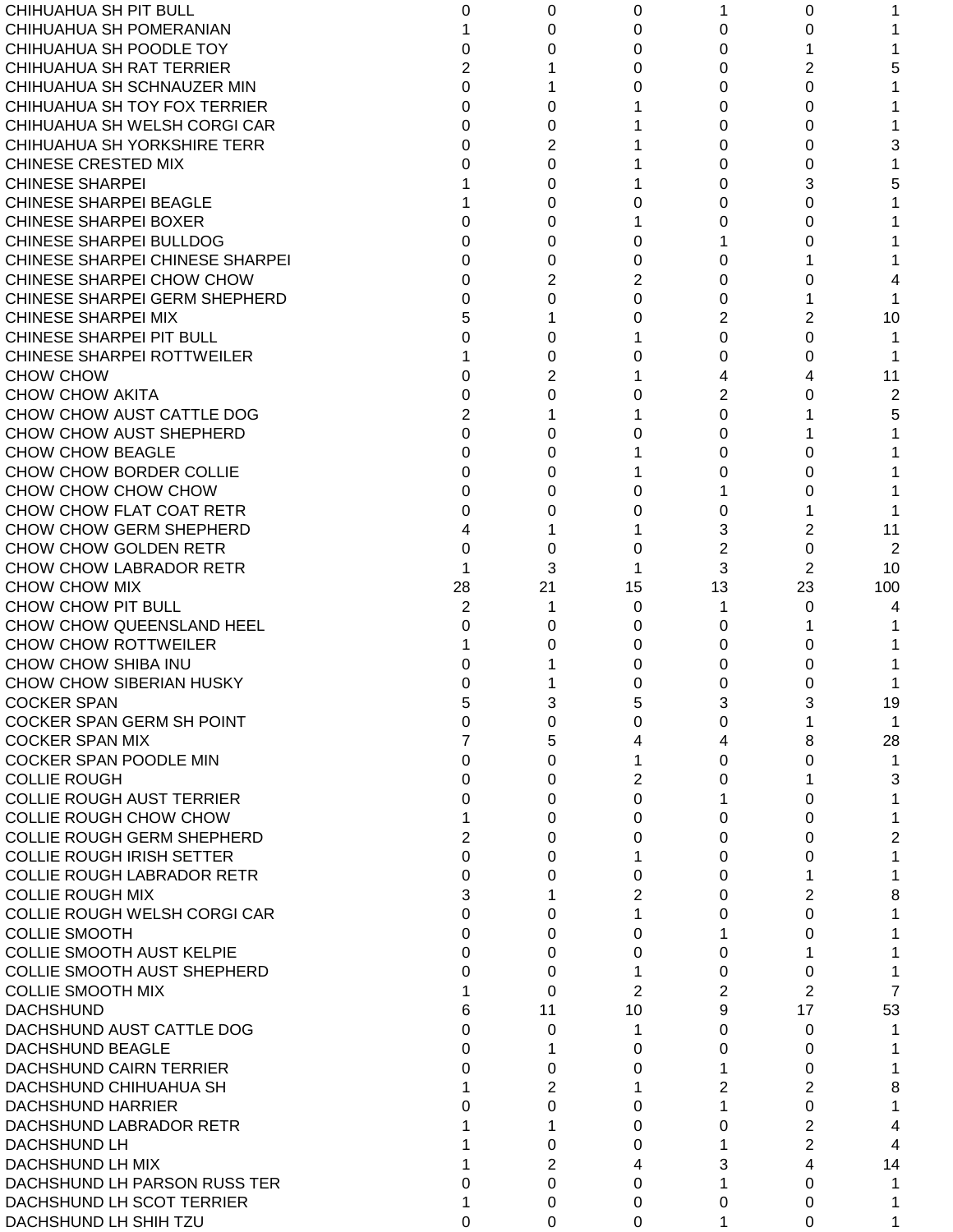| | | | | | | |
|---|---|---|---|---|---|---|
| CHIHUAHUA SH PIT BULL | 0 | 0 | 0 | 1 | 0 | 1 |
| CHIHUAHUA SH POMERANIAN | 1 | 0 | 0 | 0 | 0 | 1 |
| CHIHUAHUA SH POODLE TOY | 0 | 0 | 0 | 0 | 1 | 1 |
| CHIHUAHUA SH RAT TERRIER | 2 | 1 | 0 | 0 | 2 | 5 |
| CHIHUAHUA SH SCHNAUZER MIN | 0 | 1 | 0 | 0 | 0 | 1 |
| CHIHUAHUA SH TOY FOX TERRIER | 0 | 0 | 1 | 0 | 0 | 1 |
| CHIHUAHUA SH WELSH CORGI CAR | 0 | 0 | 1 | 0 | 0 | 1 |
| CHIHUAHUA SH YORKSHIRE TERR | 0 | 2 | 1 | 0 | 0 | 3 |
| CHINESE CRESTED MIX | 0 | 0 | 1 | 0 | 0 | 1 |
| CHINESE SHARPEI | 1 | 0 | 1 | 0 | 3 | 5 |
| CHINESE SHARPEI BEAGLE | 1 | 0 | 0 | 0 | 0 | 1 |
| CHINESE SHARPEI BOXER | 0 | 0 | 1 | 0 | 0 | 1 |
| CHINESE SHARPEI BULLDOG | 0 | 0 | 0 | 1 | 0 | 1 |
| CHINESE SHARPEI CHINESE SHARPEI | 0 | 0 | 0 | 0 | 1 | 1 |
| CHINESE SHARPEI CHOW CHOW | 0 | 2 | 2 | 0 | 0 | 4 |
| CHINESE SHARPEI GERM SHEPHERD | 0 | 0 | 0 | 0 | 1 | 1 |
| CHINESE SHARPEI MIX | 5 | 1 | 0 | 2 | 2 | 10 |
| CHINESE SHARPEI PIT BULL | 0 | 0 | 1 | 0 | 0 | 1 |
| CHINESE SHARPEI ROTTWEILER | 1 | 0 | 0 | 0 | 0 | 1 |
| CHOW CHOW | 0 | 2 | 1 | 4 | 4 | 11 |
| CHOW CHOW AKITA | 0 | 0 | 0 | 2 | 0 | 2 |
| CHOW CHOW AUST CATTLE DOG | 2 | 1 | 1 | 0 | 1 | 5 |
| CHOW CHOW AUST SHEPHERD | 0 | 0 | 0 | 0 | 1 | 1 |
| CHOW CHOW BEAGLE | 0 | 0 | 1 | 0 | 0 | 1 |
| CHOW CHOW BORDER COLLIE | 0 | 0 | 1 | 0 | 0 | 1 |
| CHOW CHOW CHOW CHOW | 0 | 0 | 0 | 1 | 0 | 1 |
| CHOW CHOW FLAT COAT RETR | 0 | 0 | 0 | 0 | 1 | 1 |
| CHOW CHOW GERM SHEPHERD | 4 | 1 | 1 | 3 | 2 | 11 |
| CHOW CHOW GOLDEN RETR | 0 | 0 | 0 | 2 | 0 | 2 |
| CHOW CHOW LABRADOR RETR | 1 | 3 | 1 | 3 | 2 | 10 |
| CHOW CHOW MIX | 28 | 21 | 15 | 13 | 23 | 100 |
| CHOW CHOW PIT BULL | 2 | 1 | 0 | 1 | 0 | 4 |
| CHOW CHOW QUEENSLAND HEEL | 0 | 0 | 0 | 0 | 1 | 1 |
| CHOW CHOW ROTTWEILER | 1 | 0 | 0 | 0 | 0 | 1 |
| CHOW CHOW SHIBA INU | 0 | 1 | 0 | 0 | 0 | 1 |
| CHOW CHOW SIBERIAN HUSKY | 0 | 1 | 0 | 0 | 0 | 1 |
| COCKER SPAN | 5 | 3 | 5 | 3 | 3 | 19 |
| COCKER SPAN GERM SH POINT | 0 | 0 | 0 | 0 | 1 | 1 |
| COCKER SPAN MIX | 7 | 5 | 4 | 4 | 8 | 28 |
| COCKER SPAN POODLE MIN | 0 | 0 | 1 | 0 | 0 | 1 |
| COLLIE ROUGH | 0 | 0 | 2 | 0 | 1 | 3 |
| COLLIE ROUGH AUST TERRIER | 0 | 0 | 0 | 1 | 0 | 1 |
| COLLIE ROUGH CHOW CHOW | 1 | 0 | 0 | 0 | 0 | 1 |
| COLLIE ROUGH GERM SHEPHERD | 2 | 0 | 0 | 0 | 0 | 2 |
| COLLIE ROUGH IRISH SETTER | 0 | 0 | 1 | 0 | 0 | 1 |
| COLLIE ROUGH LABRADOR RETR | 0 | 0 | 0 | 0 | 1 | 1 |
| COLLIE ROUGH MIX | 3 | 1 | 2 | 0 | 2 | 8 |
| COLLIE ROUGH WELSH CORGI CAR | 0 | 0 | 1 | 0 | 0 | 1 |
| COLLIE SMOOTH | 0 | 0 | 0 | 1 | 0 | 1 |
| COLLIE SMOOTH AUST KELPIE | 0 | 0 | 0 | 0 | 1 | 1 |
| COLLIE SMOOTH AUST SHEPHERD | 0 | 0 | 1 | 0 | 0 | 1 |
| COLLIE SMOOTH MIX | 1 | 0 | 2 | 2 | 2 | 7 |
| DACHSHUND | 6 | 11 | 10 | 9 | 17 | 53 |
| DACHSHUND AUST CATTLE DOG | 0 | 0 | 1 | 0 | 0 | 1 |
| DACHSHUND BEAGLE | 0 | 1 | 0 | 0 | 0 | 1 |
| DACHSHUND CAIRN TERRIER | 0 | 0 | 0 | 1 | 0 | 1 |
| DACHSHUND CHIHUAHUA SH | 1 | 2 | 1 | 2 | 2 | 8 |
| DACHSHUND HARRIER | 0 | 0 | 0 | 1 | 0 | 1 |
| DACHSHUND LABRADOR RETR | 1 | 1 | 0 | 0 | 2 | 4 |
| DACHSHUND LH | 1 | 0 | 0 | 1 | 2 | 4 |
| DACHSHUND LH MIX | 1 | 2 | 4 | 3 | 4 | 14 |
| DACHSHUND LH PARSON RUSS TER | 0 | 0 | 0 | 1 | 0 | 1 |
| DACHSHUND LH SCOT TERRIER | 1 | 0 | 0 | 0 | 0 | 1 |
| DACHSHUND LH SHIH TZU | 0 | 0 | 0 | 1 | 0 | 1 |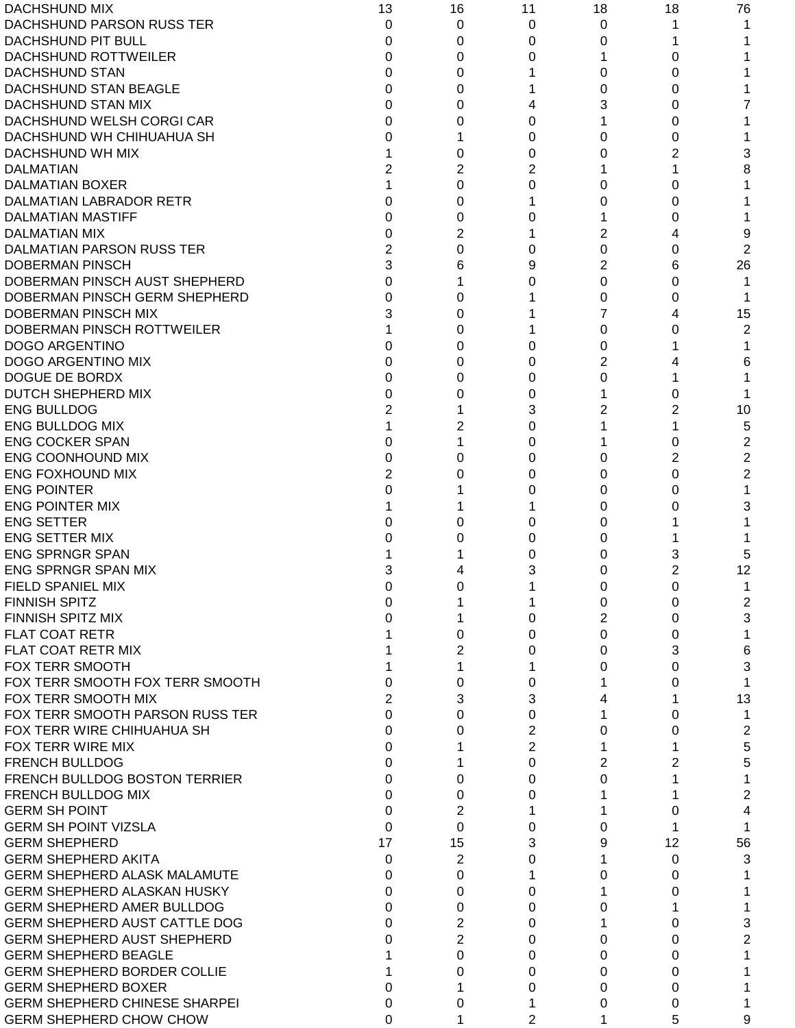| | | | | | | |
|---|---|---|---|---|---|---|
| DACHSHUND MIX | 13 | 16 | 11 | 18 | 18 | 76 |
| DACHSHUND PARSON RUSS TER | 0 | 0 | 0 | 0 | 1 | 1 |
| DACHSHUND PIT BULL | 0 | 0 | 0 | 0 | 1 | 1 |
| DACHSHUND ROTTWEILER | 0 | 0 | 0 | 1 | 0 | 1 |
| DACHSHUND STAN | 0 | 0 | 1 | 0 | 0 | 1 |
| DACHSHUND STAN BEAGLE | 0 | 0 | 1 | 0 | 0 | 1 |
| DACHSHUND STAN MIX | 0 | 0 | 4 | 3 | 0 | 7 |
| DACHSHUND WELSH CORGI CAR | 0 | 0 | 0 | 1 | 0 | 1 |
| DACHSHUND WH CHIHUAHUA SH | 0 | 1 | 0 | 0 | 0 | 1 |
| DACHSHUND WH MIX | 1 | 0 | 0 | 0 | 2 | 3 |
| DALMATIAN | 2 | 2 | 2 | 1 | 1 | 8 |
| DALMATIAN BOXER | 1 | 0 | 0 | 0 | 0 | 1 |
| DALMATIAN LABRADOR RETR | 0 | 0 | 1 | 0 | 0 | 1 |
| DALMATIAN MASTIFF | 0 | 0 | 0 | 1 | 0 | 1 |
| DALMATIAN MIX | 0 | 2 | 1 | 2 | 4 | 9 |
| DALMATIAN PARSON RUSS TER | 2 | 0 | 0 | 0 | 0 | 2 |
| DOBERMAN PINSCH | 3 | 6 | 9 | 2 | 6 | 26 |
| DOBERMAN PINSCH AUST SHEPHERD | 0 | 1 | 0 | 0 | 0 | 1 |
| DOBERMAN PINSCH GERM SHEPHERD | 0 | 0 | 1 | 0 | 0 | 1 |
| DOBERMAN PINSCH MIX | 3 | 0 | 1 | 7 | 4 | 15 |
| DOBERMAN PINSCH ROTTWEILER | 1 | 0 | 1 | 0 | 0 | 2 |
| DOGO ARGENTINO | 0 | 0 | 0 | 0 | 1 | 1 |
| DOGO ARGENTINO MIX | 0 | 0 | 0 | 2 | 4 | 6 |
| DOGUE DE BORDX | 0 | 0 | 0 | 0 | 1 | 1 |
| DUTCH SHEPHERD MIX | 0 | 0 | 0 | 1 | 0 | 1 |
| ENG BULLDOG | 2 | 1 | 3 | 2 | 2 | 10 |
| ENG BULLDOG MIX | 1 | 2 | 0 | 1 | 1 | 5 |
| ENG COCKER SPAN | 0 | 1 | 0 | 1 | 0 | 2 |
| ENG COONHOUND MIX | 0 | 0 | 0 | 0 | 2 | 2 |
| ENG FOXHOUND MIX | 2 | 0 | 0 | 0 | 0 | 2 |
| ENG POINTER | 0 | 1 | 0 | 0 | 0 | 1 |
| ENG POINTER MIX | 1 | 1 | 1 | 0 | 0 | 3 |
| ENG SETTER | 0 | 0 | 0 | 0 | 1 | 1 |
| ENG SETTER MIX | 0 | 0 | 0 | 0 | 1 | 1 |
| ENG SPRNGR SPAN | 1 | 1 | 0 | 0 | 3 | 5 |
| ENG SPRNGR SPAN MIX | 3 | 4 | 3 | 0 | 2 | 12 |
| FIELD SPANIEL MIX | 0 | 0 | 1 | 0 | 0 | 1 |
| FINNISH SPITZ | 0 | 1 | 1 | 0 | 0 | 2 |
| FINNISH SPITZ MIX | 0 | 1 | 0 | 2 | 0 | 3 |
| FLAT COAT RETR | 1 | 0 | 0 | 0 | 0 | 1 |
| FLAT COAT RETR MIX | 1 | 2 | 0 | 0 | 3 | 6 |
| FOX TERR SMOOTH | 1 | 1 | 1 | 0 | 0 | 3 |
| FOX TERR SMOOTH FOX TERR SMOOTH | 0 | 0 | 0 | 1 | 0 | 1 |
| FOX TERR SMOOTH MIX | 2 | 3 | 3 | 4 | 1 | 13 |
| FOX TERR SMOOTH PARSON RUSS TER | 0 | 0 | 0 | 1 | 0 | 1 |
| FOX TERR WIRE CHIHUAHUA SH | 0 | 0 | 2 | 0 | 0 | 2 |
| FOX TERR WIRE MIX | 0 | 1 | 2 | 1 | 1 | 5 |
| FRENCH BULLDOG | 0 | 1 | 0 | 2 | 2 | 5 |
| FRENCH BULLDOG BOSTON TERRIER | 0 | 0 | 0 | 0 | 1 | 1 |
| FRENCH BULLDOG MIX | 0 | 0 | 0 | 1 | 1 | 2 |
| GERM SH POINT | 0 | 2 | 1 | 1 | 0 | 4 |
| GERM SH POINT VIZSLA | 0 | 0 | 0 | 0 | 1 | 1 |
| GERM SHEPHERD | 17 | 15 | 3 | 9 | 12 | 56 |
| GERM SHEPHERD AKITA | 0 | 2 | 0 | 1 | 0 | 3 |
| GERM SHEPHERD ALASK MALAMUTE | 0 | 0 | 1 | 0 | 0 | 1 |
| GERM SHEPHERD ALASKAN HUSKY | 0 | 0 | 0 | 1 | 0 | 1 |
| GERM SHEPHERD AMER BULLDOG | 0 | 0 | 0 | 0 | 1 | 1 |
| GERM SHEPHERD AUST CATTLE DOG | 0 | 2 | 0 | 1 | 0 | 3 |
| GERM SHEPHERD AUST SHEPHERD | 0 | 2 | 0 | 0 | 0 | 2 |
| GERM SHEPHERD BEAGLE | 1 | 0 | 0 | 0 | 0 | 1 |
| GERM SHEPHERD BORDER COLLIE | 1 | 0 | 0 | 0 | 0 | 1 |
| GERM SHEPHERD BOXER | 0 | 1 | 0 | 0 | 0 | 1 |
| GERM SHEPHERD CHINESE SHARPEI | 0 | 0 | 1 | 0 | 0 | 1 |
| GERM SHEPHERD CHOW CHOW | 0 | 1 | 2 | 1 | 5 | 9 |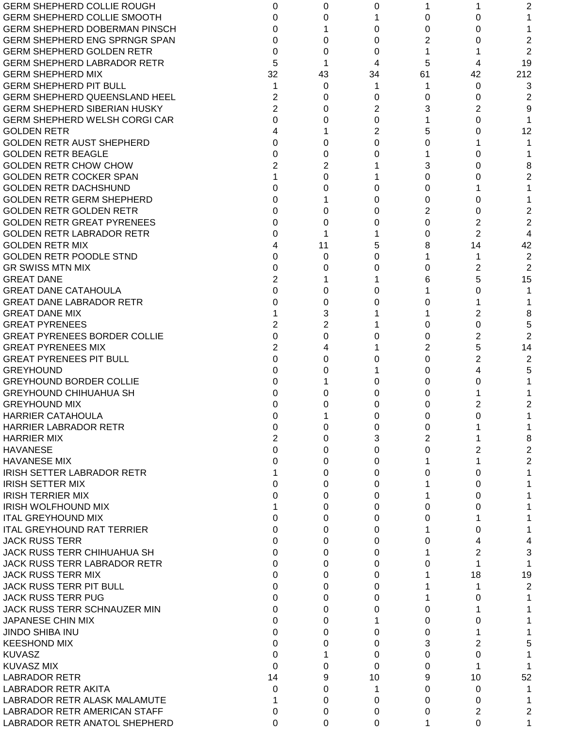| | | | | | | |
|---|---|---|---|---|---|---|
| GERM SHEPHERD COLLIE ROUGH | 0 | 0 | 0 | 1 | 1 | 2 |
| GERM SHEPHERD COLLIE SMOOTH | 0 | 0 | 1 | 0 | 0 | 1 |
| GERM SHEPHERD DOBERMAN PINSCH | 0 | 1 | 0 | 0 | 0 | 1 |
| GERM SHEPHERD ENG SPRNGR SPAN | 0 | 0 | 0 | 2 | 0 | 2 |
| GERM SHEPHERD GOLDEN RETR | 0 | 0 | 0 | 1 | 1 | 2 |
| GERM SHEPHERD LABRADOR RETR | 5 | 1 | 4 | 5 | 4 | 19 |
| GERM SHEPHERD MIX | 32 | 43 | 34 | 61 | 42 | 212 |
| GERM SHEPHERD PIT BULL | 1 | 0 | 1 | 1 | 0 | 3 |
| GERM SHEPHERD QUEENSLAND HEEL | 2 | 0 | 0 | 0 | 0 | 2 |
| GERM SHEPHERD SIBERIAN HUSKY | 2 | 0 | 2 | 3 | 2 | 9 |
| GERM SHEPHERD WELSH CORGI CAR | 0 | 0 | 0 | 1 | 0 | 1 |
| GOLDEN RETR | 4 | 1 | 2 | 5 | 0 | 12 |
| GOLDEN RETR AUST SHEPHERD | 0 | 0 | 0 | 0 | 1 | 1 |
| GOLDEN RETR BEAGLE | 0 | 0 | 0 | 1 | 0 | 1 |
| GOLDEN RETR CHOW CHOW | 2 | 2 | 1 | 3 | 0 | 8 |
| GOLDEN RETR COCKER SPAN | 1 | 0 | 1 | 0 | 0 | 2 |
| GOLDEN RETR DACHSHUND | 0 | 0 | 0 | 0 | 1 | 1 |
| GOLDEN RETR GERM SHEPHERD | 0 | 1 | 0 | 0 | 0 | 1 |
| GOLDEN RETR GOLDEN RETR | 0 | 0 | 0 | 2 | 0 | 2 |
| GOLDEN RETR GREAT PYRENEES | 0 | 0 | 0 | 0 | 2 | 2 |
| GOLDEN RETR LABRADOR RETR | 0 | 1 | 1 | 0 | 2 | 4 |
| GOLDEN RETR MIX | 4 | 11 | 5 | 8 | 14 | 42 |
| GOLDEN RETR POODLE STND | 0 | 0 | 0 | 1 | 1 | 2 |
| GR SWISS MTN MIX | 0 | 0 | 0 | 0 | 2 | 2 |
| GREAT DANE | 2 | 1 | 1 | 6 | 5 | 15 |
| GREAT DANE CATAHOULA | 0 | 0 | 0 | 1 | 0 | 1 |
| GREAT DANE LABRADOR RETR | 0 | 0 | 0 | 0 | 1 | 1 |
| GREAT DANE MIX | 1 | 3 | 1 | 1 | 2 | 8 |
| GREAT PYRENEES | 2 | 2 | 1 | 0 | 0 | 5 |
| GREAT PYRENEES BORDER COLLIE | 0 | 0 | 0 | 0 | 2 | 2 |
| GREAT PYRENEES MIX | 2 | 4 | 1 | 2 | 5 | 14 |
| GREAT PYRENEES PIT BULL | 0 | 0 | 0 | 0 | 2 | 2 |
| GREYHOUND | 0 | 0 | 1 | 0 | 4 | 5 |
| GREYHOUND BORDER COLLIE | 0 | 1 | 0 | 0 | 0 | 1 |
| GREYHOUND CHIHUAHUA SH | 0 | 0 | 0 | 0 | 1 | 1 |
| GREYHOUND MIX | 0 | 0 | 0 | 0 | 2 | 2 |
| HARRIER CATAHOULA | 0 | 1 | 0 | 0 | 0 | 1 |
| HARRIER LABRADOR RETR | 0 | 0 | 0 | 0 | 1 | 1 |
| HARRIER MIX | 2 | 0 | 3 | 2 | 1 | 8 |
| HAVANESE | 0 | 0 | 0 | 0 | 2 | 2 |
| HAVANESE MIX | 0 | 0 | 0 | 1 | 1 | 2 |
| IRISH SETTER LABRADOR RETR | 1 | 0 | 0 | 0 | 0 | 1 |
| IRISH SETTER MIX | 0 | 0 | 0 | 1 | 0 | 1 |
| IRISH TERRIER MIX | 0 | 0 | 0 | 1 | 0 | 1 |
| IRISH WOLFHOUND MIX | 1 | 0 | 0 | 0 | 0 | 1 |
| ITAL GREYHOUND MIX | 0 | 0 | 0 | 0 | 1 | 1 |
| ITAL GREYHOUND RAT TERRIER | 0 | 0 | 0 | 1 | 0 | 1 |
| JACK RUSS TERR | 0 | 0 | 0 | 0 | 4 | 4 |
| JACK RUSS TERR CHIHUAHUA SH | 0 | 0 | 0 | 1 | 2 | 3 |
| JACK RUSS TERR LABRADOR RETR | 0 | 0 | 0 | 0 | 1 | 1 |
| JACK RUSS TERR MIX | 0 | 0 | 0 | 1 | 18 | 19 |
| JACK RUSS TERR PIT BULL | 0 | 0 | 0 | 1 | 1 | 2 |
| JACK RUSS TERR PUG | 0 | 0 | 0 | 1 | 0 | 1 |
| JACK RUSS TERR SCHNAUZER MIN | 0 | 0 | 0 | 0 | 1 | 1 |
| JAPANESE CHIN MIX | 0 | 0 | 1 | 0 | 0 | 1 |
| JINDO SHIBA INU | 0 | 0 | 0 | 0 | 1 | 1 |
| KEESHOND MIX | 0 | 0 | 0 | 3 | 2 | 5 |
| KUVASZ | 0 | 1 | 0 | 0 | 0 | 1 |
| KUVASZ MIX | 0 | 0 | 0 | 0 | 1 | 1 |
| LABRADOR RETR | 14 | 9 | 10 | 9 | 10 | 52 |
| LABRADOR RETR AKITA | 0 | 0 | 1 | 0 | 0 | 1 |
| LABRADOR RETR ALASK MALAMUTE | 1 | 0 | 0 | 0 | 0 | 1 |
| LABRADOR RETR AMERICAN STAFF | 0 | 0 | 0 | 0 | 2 | 2 |
| LABRADOR RETR ANATOL SHEPHERD | 0 | 0 | 0 | 1 | 0 | 1 |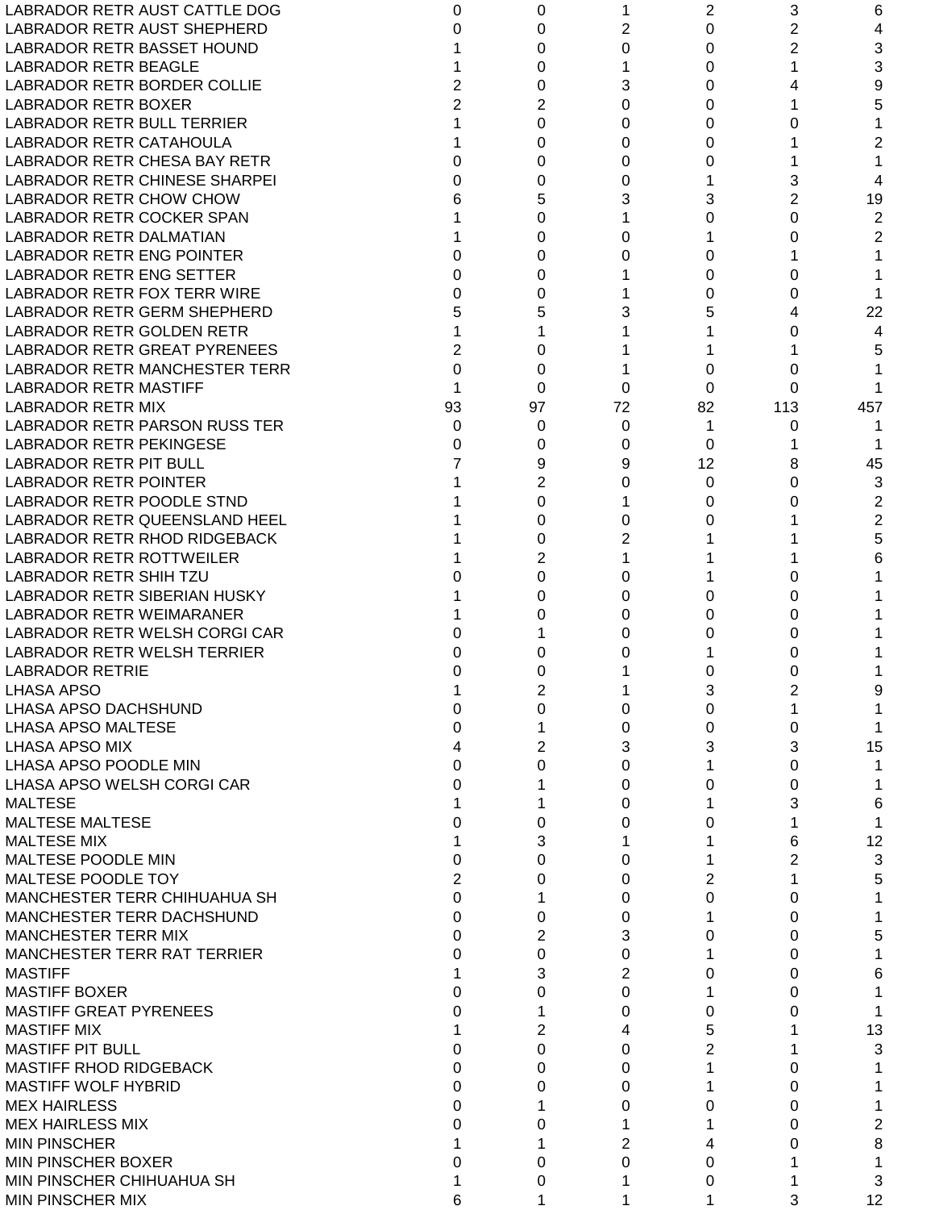| | | | | | | |
|---|---|---|---|---|---|---|
| LABRADOR RETR AUST CATTLE DOG | 0 | 0 | 1 | 2 | 3 | 6 |
| LABRADOR RETR AUST SHEPHERD | 0 | 0 | 2 | 0 | 2 | 4 |
| LABRADOR RETR BASSET HOUND | 1 | 0 | 0 | 0 | 2 | 3 |
| LABRADOR RETR BEAGLE | 1 | 0 | 1 | 0 | 1 | 3 |
| LABRADOR RETR BORDER COLLIE | 2 | 0 | 3 | 0 | 4 | 9 |
| LABRADOR RETR BOXER | 2 | 2 | 0 | 0 | 1 | 5 |
| LABRADOR RETR BULL TERRIER | 1 | 0 | 0 | 0 | 0 | 1 |
| LABRADOR RETR CATAHOULA | 1 | 0 | 0 | 0 | 1 | 2 |
| LABRADOR RETR CHESA BAY RETR | 0 | 0 | 0 | 0 | 1 | 1 |
| LABRADOR RETR CHINESE SHARPEI | 0 | 0 | 0 | 1 | 3 | 4 |
| LABRADOR RETR CHOW CHOW | 6 | 5 | 3 | 3 | 2 | 19 |
| LABRADOR RETR COCKER SPAN | 1 | 0 | 1 | 0 | 0 | 2 |
| LABRADOR RETR DALMATIAN | 1 | 0 | 0 | 1 | 0 | 2 |
| LABRADOR RETR ENG POINTER | 0 | 0 | 0 | 0 | 1 | 1 |
| LABRADOR RETR ENG SETTER | 0 | 0 | 1 | 0 | 0 | 1 |
| LABRADOR RETR FOX TERR WIRE | 0 | 0 | 1 | 0 | 0 | 1 |
| LABRADOR RETR GERM SHEPHERD | 5 | 5 | 3 | 5 | 4 | 22 |
| LABRADOR RETR GOLDEN RETR | 1 | 1 | 1 | 1 | 0 | 4 |
| LABRADOR RETR GREAT PYRENEES | 2 | 0 | 1 | 1 | 1 | 5 |
| LABRADOR RETR MANCHESTER TERR | 0 | 0 | 1 | 0 | 0 | 1 |
| LABRADOR RETR MASTIFF | 1 | 0 | 0 | 0 | 0 | 1 |
| LABRADOR RETR MIX | 93 | 97 | 72 | 82 | 113 | 457 |
| LABRADOR RETR PARSON RUSS TER | 0 | 0 | 0 | 1 | 0 | 1 |
| LABRADOR RETR PEKINGESE | 0 | 0 | 0 | 0 | 1 | 1 |
| LABRADOR RETR PIT BULL | 7 | 9 | 9 | 12 | 8 | 45 |
| LABRADOR RETR POINTER | 1 | 2 | 0 | 0 | 0 | 3 |
| LABRADOR RETR POODLE STND | 1 | 0 | 1 | 0 | 0 | 2 |
| LABRADOR RETR QUEENSLAND HEEL | 1 | 0 | 0 | 0 | 1 | 2 |
| LABRADOR RETR RHOD RIDGEBACK | 1 | 0 | 2 | 1 | 1 | 5 |
| LABRADOR RETR ROTTWEILER | 1 | 2 | 1 | 1 | 1 | 6 |
| LABRADOR RETR SHIH TZU | 0 | 0 | 0 | 1 | 0 | 1 |
| LABRADOR RETR SIBERIAN HUSKY | 1 | 0 | 0 | 0 | 0 | 1 |
| LABRADOR RETR WEIMARANER | 1 | 0 | 0 | 0 | 0 | 1 |
| LABRADOR RETR WELSH CORGI CAR | 0 | 1 | 0 | 0 | 0 | 1 |
| LABRADOR RETR WELSH TERRIER | 0 | 0 | 0 | 1 | 0 | 1 |
| LABRADOR RETRIE | 0 | 0 | 1 | 0 | 0 | 1 |
| LHASA APSO | 1 | 2 | 1 | 3 | 2 | 9 |
| LHASA APSO DACHSHUND | 0 | 0 | 0 | 0 | 1 | 1 |
| LHASA APSO MALTESE | 0 | 1 | 0 | 0 | 0 | 1 |
| LHASA APSO MIX | 4 | 2 | 3 | 3 | 3 | 15 |
| LHASA APSO POODLE MIN | 0 | 0 | 0 | 1 | 0 | 1 |
| LHASA APSO WELSH CORGI CAR | 0 | 1 | 0 | 0 | 0 | 1 |
| MALTESE | 1 | 1 | 0 | 1 | 3 | 6 |
| MALTESE MALTESE | 0 | 0 | 0 | 0 | 1 | 1 |
| MALTESE MIX | 1 | 3 | 1 | 1 | 6 | 12 |
| MALTESE POODLE MIN | 0 | 0 | 0 | 1 | 2 | 3 |
| MALTESE POODLE TOY | 2 | 0 | 0 | 2 | 1 | 5 |
| MANCHESTER TERR CHIHUAHUA SH | 0 | 1 | 0 | 0 | 0 | 1 |
| MANCHESTER TERR DACHSHUND | 0 | 0 | 0 | 1 | 0 | 1 |
| MANCHESTER TERR MIX | 0 | 2 | 3 | 0 | 0 | 5 |
| MANCHESTER TERR RAT TERRIER | 0 | 0 | 0 | 1 | 0 | 1 |
| MASTIFF | 1 | 3 | 2 | 0 | 0 | 6 |
| MASTIFF BOXER | 0 | 0 | 0 | 1 | 0 | 1 |
| MASTIFF GREAT PYRENEES | 0 | 1 | 0 | 0 | 0 | 1 |
| MASTIFF MIX | 1 | 2 | 4 | 5 | 1 | 13 |
| MASTIFF PIT BULL | 0 | 0 | 0 | 2 | 1 | 3 |
| MASTIFF RHOD RIDGEBACK | 0 | 0 | 0 | 1 | 0 | 1 |
| MASTIFF WOLF HYBRID | 0 | 0 | 0 | 1 | 0 | 1 |
| MEX HAIRLESS | 0 | 1 | 0 | 0 | 0 | 1 |
| MEX HAIRLESS MIX | 0 | 0 | 1 | 1 | 0 | 2 |
| MIN PINSCHER | 1 | 1 | 2 | 4 | 0 | 8 |
| MIN PINSCHER BOXER | 0 | 0 | 0 | 0 | 1 | 1 |
| MIN PINSCHER CHIHUAHUA SH | 1 | 0 | 1 | 0 | 1 | 3 |
| MIN PINSCHER MIX | 6 | 1 | 1 | 1 | 3 | 12 |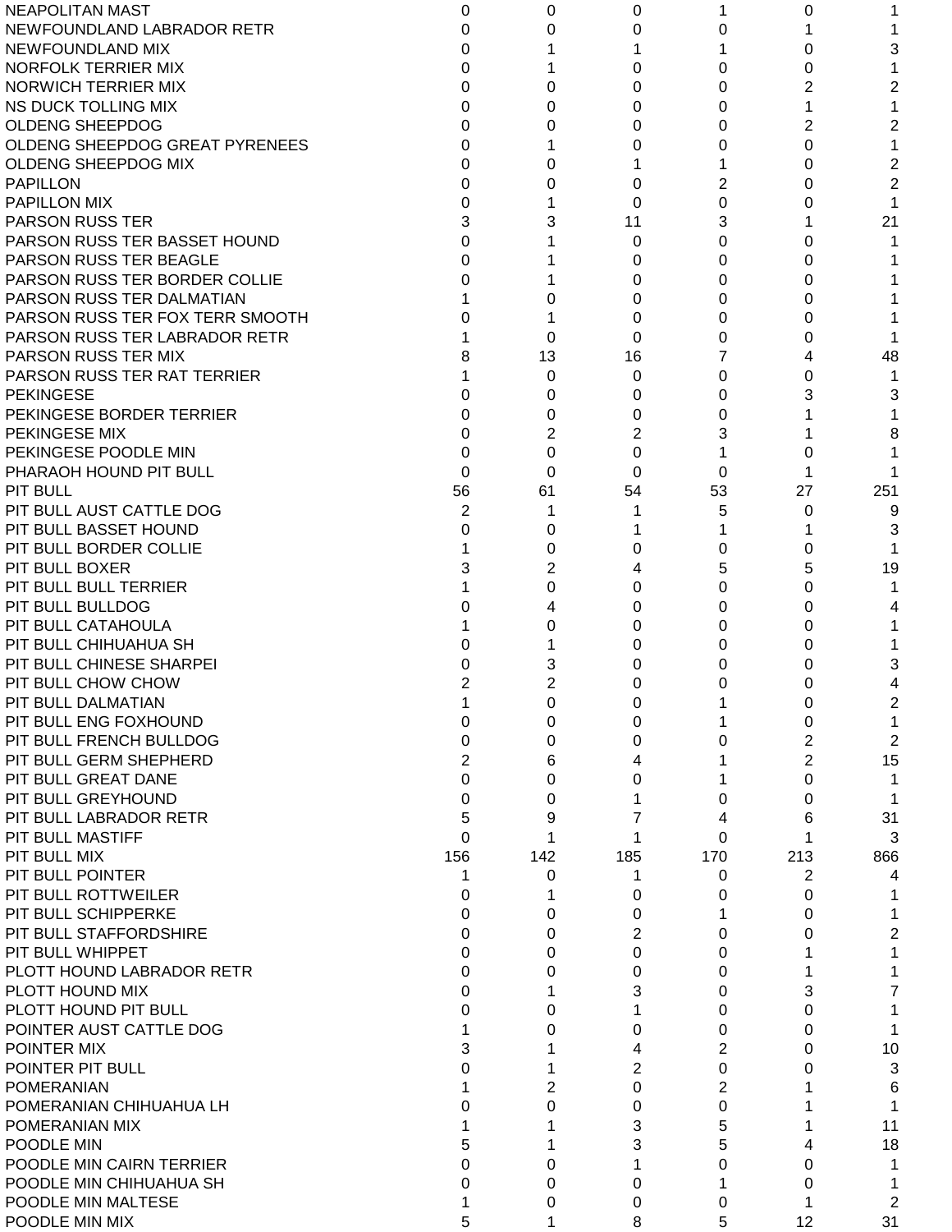| | | | | | | |
|---|---|---|---|---|---|---|
| NEAPOLITAN MAST | 0 | 0 | 0 | 1 | 0 | 1 |
| NEWFOUNDLAND LABRADOR RETR | 0 | 0 | 0 | 0 | 1 | 1 |
| NEWFOUNDLAND MIX | 0 | 1 | 1 | 1 | 0 | 3 |
| NORFOLK TERRIER MIX | 0 | 1 | 0 | 0 | 0 | 1 |
| NORWICH TERRIER MIX | 0 | 0 | 0 | 0 | 2 | 2 |
| NS DUCK TOLLING MIX | 0 | 0 | 0 | 0 | 1 | 1 |
| OLDENG SHEEPDOG | 0 | 0 | 0 | 0 | 2 | 2 |
| OLDENG SHEEPDOG GREAT PYRENEES | 0 | 1 | 0 | 0 | 0 | 1 |
| OLDENG SHEEPDOG MIX | 0 | 0 | 1 | 1 | 0 | 2 |
| PAPILLON | 0 | 0 | 0 | 2 | 0 | 2 |
| PAPILLON MIX | 0 | 1 | 0 | 0 | 0 | 1 |
| PARSON RUSS TER | 3 | 3 | 11 | 3 | 1 | 21 |
| PARSON RUSS TER BASSET HOUND | 0 | 1 | 0 | 0 | 0 | 1 |
| PARSON RUSS TER BEAGLE | 0 | 1 | 0 | 0 | 0 | 1 |
| PARSON RUSS TER BORDER COLLIE | 0 | 1 | 0 | 0 | 0 | 1 |
| PARSON RUSS TER DALMATIAN | 1 | 0 | 0 | 0 | 0 | 1 |
| PARSON RUSS TER FOX TERR SMOOTH | 0 | 1 | 0 | 0 | 0 | 1 |
| PARSON RUSS TER LABRADOR RETR | 1 | 0 | 0 | 0 | 0 | 1 |
| PARSON RUSS TER MIX | 8 | 13 | 16 | 7 | 4 | 48 |
| PARSON RUSS TER RAT TERRIER | 1 | 0 | 0 | 0 | 0 | 1 |
| PEKINGESE | 0 | 0 | 0 | 0 | 3 | 3 |
| PEKINGESE BORDER TERRIER | 0 | 0 | 0 | 0 | 1 | 1 |
| PEKINGESE MIX | 0 | 2 | 2 | 3 | 1 | 8 |
| PEKINGESE POODLE MIN | 0 | 0 | 0 | 1 | 0 | 1 |
| PHARAOH HOUND PIT BULL | 0 | 0 | 0 | 0 | 1 | 1 |
| PIT BULL | 56 | 61 | 54 | 53 | 27 | 251 |
| PIT BULL AUST CATTLE DOG | 2 | 1 | 1 | 5 | 0 | 9 |
| PIT BULL BASSET HOUND | 0 | 0 | 1 | 1 | 1 | 3 |
| PIT BULL BORDER COLLIE | 1 | 0 | 0 | 0 | 0 | 1 |
| PIT BULL BOXER | 3 | 2 | 4 | 5 | 5 | 19 |
| PIT BULL BULL TERRIER | 1 | 0 | 0 | 0 | 0 | 1 |
| PIT BULL BULLDOG | 0 | 4 | 0 | 0 | 0 | 4 |
| PIT BULL CATAHOULA | 1 | 0 | 0 | 0 | 0 | 1 |
| PIT BULL CHIHUAHUA SH | 0 | 1 | 0 | 0 | 0 | 1 |
| PIT BULL CHINESE SHARPEI | 0 | 3 | 0 | 0 | 0 | 3 |
| PIT BULL CHOW CHOW | 2 | 2 | 0 | 0 | 0 | 4 |
| PIT BULL DALMATIAN | 1 | 0 | 0 | 1 | 0 | 2 |
| PIT BULL ENG FOXHOUND | 0 | 0 | 0 | 1 | 0 | 1 |
| PIT BULL FRENCH BULLDOG | 0 | 0 | 0 | 0 | 2 | 2 |
| PIT BULL GERM SHEPHERD | 2 | 6 | 4 | 1 | 2 | 15 |
| PIT BULL GREAT DANE | 0 | 0 | 0 | 1 | 0 | 1 |
| PIT BULL GREYHOUND | 0 | 0 | 1 | 0 | 0 | 1 |
| PIT BULL LABRADOR RETR | 5 | 9 | 7 | 4 | 6 | 31 |
| PIT BULL MASTIFF | 0 | 1 | 1 | 0 | 1 | 3 |
| PIT BULL MIX | 156 | 142 | 185 | 170 | 213 | 866 |
| PIT BULL POINTER | 1 | 0 | 1 | 0 | 2 | 4 |
| PIT BULL ROTTWEILER | 0 | 1 | 0 | 0 | 0 | 1 |
| PIT BULL SCHIPPERKE | 0 | 0 | 0 | 1 | 0 | 1 |
| PIT BULL STAFFORDSHIRE | 0 | 0 | 2 | 0 | 0 | 2 |
| PIT BULL WHIPPET | 0 | 0 | 0 | 0 | 1 | 1 |
| PLOTT HOUND LABRADOR RETR | 0 | 0 | 0 | 0 | 1 | 1 |
| PLOTT HOUND MIX | 0 | 1 | 3 | 0 | 3 | 7 |
| PLOTT HOUND PIT BULL | 0 | 0 | 1 | 0 | 0 | 1 |
| POINTER AUST CATTLE DOG | 1 | 0 | 0 | 0 | 0 | 1 |
| POINTER MIX | 3 | 1 | 4 | 2 | 0 | 10 |
| POINTER PIT BULL | 0 | 1 | 2 | 0 | 0 | 3 |
| POMERANIAN | 1 | 2 | 0 | 2 | 1 | 6 |
| POMERANIAN CHIHUAHUA LH | 0 | 0 | 0 | 0 | 1 | 1 |
| POMERANIAN MIX | 1 | 1 | 3 | 5 | 1 | 11 |
| POODLE MIN | 5 | 1 | 3 | 5 | 4 | 18 |
| POODLE MIN CAIRN TERRIER | 0 | 0 | 1 | 0 | 0 | 1 |
| POODLE MIN CHIHUAHUA SH | 0 | 0 | 0 | 1 | 0 | 1 |
| POODLE MIN MALTESE | 1 | 0 | 0 | 0 | 1 | 2 |
| POODLE MIN MIX | 5 | 1 | 8 | 5 | 12 | 31 |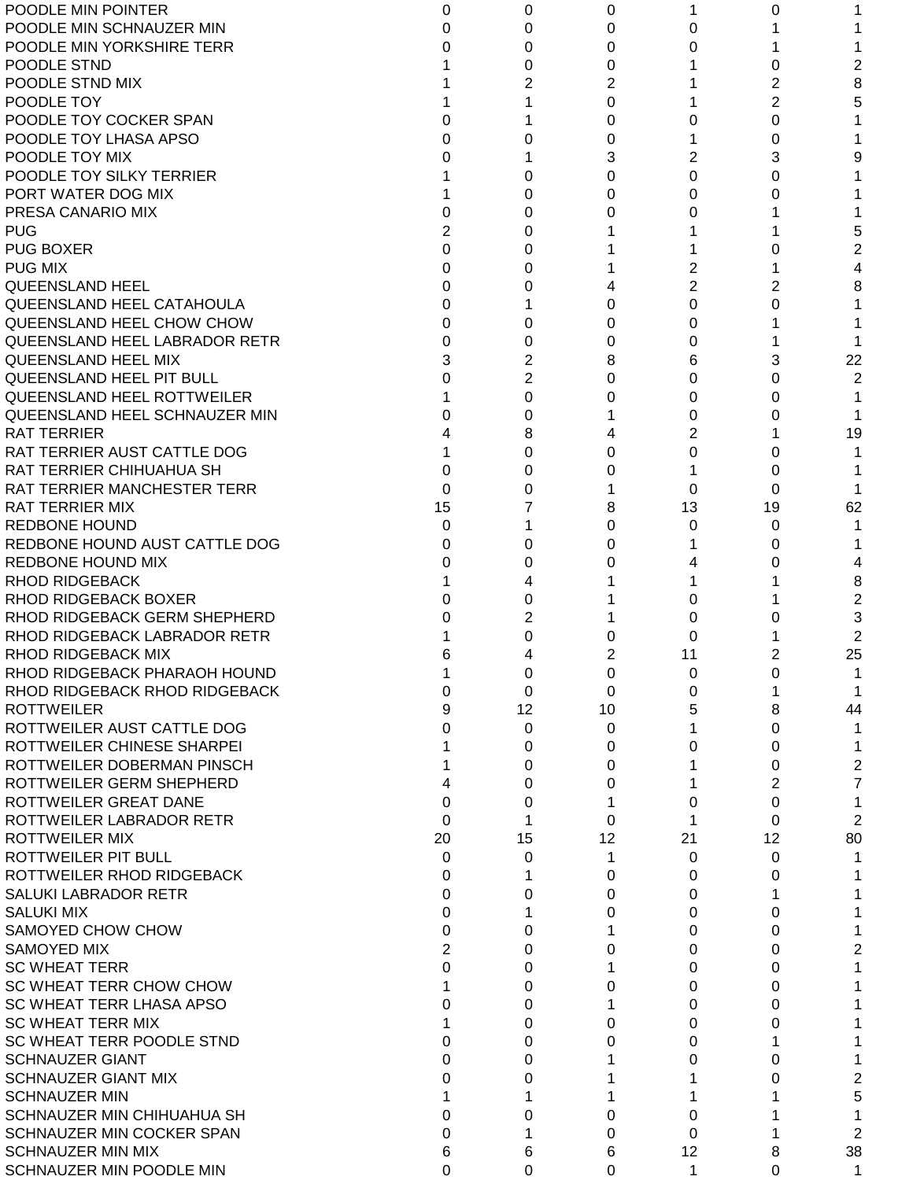| | | | | | | |
|---|---|---|---|---|---|---|
| POODLE MIN POINTER | 0 | 0 | 0 | 1 | 0 | 1 |
| POODLE MIN SCHNAUZER MIN | 0 | 0 | 0 | 0 | 1 | 1 |
| POODLE MIN YORKSHIRE TERR | 0 | 0 | 0 | 0 | 1 | 1 |
| POODLE STND | 1 | 0 | 0 | 1 | 0 | 2 |
| POODLE STND MIX | 1 | 2 | 2 | 1 | 2 | 8 |
| POODLE TOY | 1 | 1 | 0 | 1 | 2 | 5 |
| POODLE TOY COCKER SPAN | 0 | 1 | 0 | 0 | 0 | 1 |
| POODLE TOY LHASA APSO | 0 | 0 | 0 | 1 | 0 | 1 |
| POODLE TOY MIX | 0 | 1 | 3 | 2 | 3 | 9 |
| POODLE TOY SILKY TERRIER | 1 | 0 | 0 | 0 | 0 | 1 |
| PORT WATER DOG MIX | 1 | 0 | 0 | 0 | 0 | 1 |
| PRESA CANARIO MIX | 0 | 0 | 0 | 0 | 1 | 1 |
| PUG | 2 | 0 | 1 | 1 | 1 | 5 |
| PUG BOXER | 0 | 0 | 1 | 1 | 0 | 2 |
| PUG MIX | 0 | 0 | 1 | 2 | 1 | 4 |
| QUEENSLAND HEEL | 0 | 0 | 4 | 2 | 2 | 8 |
| QUEENSLAND HEEL CATAHOULA | 0 | 1 | 0 | 0 | 0 | 1 |
| QUEENSLAND HEEL CHOW CHOW | 0 | 0 | 0 | 0 | 1 | 1 |
| QUEENSLAND HEEL LABRADOR RETR | 0 | 0 | 0 | 0 | 1 | 1 |
| QUEENSLAND HEEL MIX | 3 | 2 | 8 | 6 | 3 | 22 |
| QUEENSLAND HEEL PIT BULL | 0 | 2 | 0 | 0 | 0 | 2 |
| QUEENSLAND HEEL ROTTWEILER | 1 | 0 | 0 | 0 | 0 | 1 |
| QUEENSLAND HEEL SCHNAUZER MIN | 0 | 0 | 1 | 0 | 0 | 1 |
| RAT TERRIER | 4 | 8 | 4 | 2 | 1 | 19 |
| RAT TERRIER AUST CATTLE DOG | 1 | 0 | 0 | 0 | 0 | 1 |
| RAT TERRIER CHIHUAHUA SH | 0 | 0 | 0 | 1 | 0 | 1 |
| RAT TERRIER MANCHESTER TERR | 0 | 0 | 1 | 0 | 0 | 1 |
| RAT TERRIER MIX | 15 | 7 | 8 | 13 | 19 | 62 |
| REDBONE HOUND | 0 | 1 | 0 | 0 | 0 | 1 |
| REDBONE HOUND AUST CATTLE DOG | 0 | 0 | 0 | 1 | 0 | 1 |
| REDBONE HOUND MIX | 0 | 0 | 0 | 4 | 0 | 4 |
| RHOD RIDGEBACK | 1 | 4 | 1 | 1 | 1 | 8 |
| RHOD RIDGEBACK BOXER | 0 | 0 | 1 | 0 | 1 | 2 |
| RHOD RIDGEBACK GERM SHEPHERD | 0 | 2 | 1 | 0 | 0 | 3 |
| RHOD RIDGEBACK LABRADOR RETR | 1 | 0 | 0 | 0 | 1 | 2 |
| RHOD RIDGEBACK MIX | 6 | 4 | 2 | 11 | 2 | 25 |
| RHOD RIDGEBACK PHARAOH HOUND | 1 | 0 | 0 | 0 | 0 | 1 |
| RHOD RIDGEBACK RHOD RIDGEBACK | 0 | 0 | 0 | 0 | 1 | 1 |
| ROTTWEILER | 9 | 12 | 10 | 5 | 8 | 44 |
| ROTTWEILER AUST CATTLE DOG | 0 | 0 | 0 | 1 | 0 | 1 |
| ROTTWEILER CHINESE SHARPEI | 1 | 0 | 0 | 0 | 0 | 1 |
| ROTTWEILER DOBERMAN PINSCH | 1 | 0 | 0 | 1 | 0 | 2 |
| ROTTWEILER GERM SHEPHERD | 4 | 0 | 0 | 1 | 2 | 7 |
| ROTTWEILER GREAT DANE | 0 | 0 | 1 | 0 | 0 | 1 |
| ROTTWEILER LABRADOR RETR | 0 | 1 | 0 | 1 | 0 | 2 |
| ROTTWEILER MIX | 20 | 15 | 12 | 21 | 12 | 80 |
| ROTTWEILER PIT BULL | 0 | 0 | 1 | 0 | 0 | 1 |
| ROTTWEILER RHOD RIDGEBACK | 0 | 1 | 0 | 0 | 0 | 1 |
| SALUKI LABRADOR RETR | 0 | 0 | 0 | 0 | 1 | 1 |
| SALUKI MIX | 0 | 1 | 0 | 0 | 0 | 1 |
| SAMOYED CHOW CHOW | 0 | 0 | 1 | 0 | 0 | 1 |
| SAMOYED MIX | 2 | 0 | 0 | 0 | 0 | 2 |
| SC WHEAT TERR | 0 | 0 | 1 | 0 | 0 | 1 |
| SC WHEAT TERR CHOW CHOW | 1 | 0 | 0 | 0 | 0 | 1 |
| SC WHEAT TERR LHASA APSO | 0 | 0 | 1 | 0 | 0 | 1 |
| SC WHEAT TERR MIX | 1 | 0 | 0 | 0 | 0 | 1 |
| SC WHEAT TERR POODLE STND | 0 | 0 | 0 | 0 | 1 | 1 |
| SCHNAUZER GIANT | 0 | 0 | 1 | 0 | 0 | 1 |
| SCHNAUZER GIANT MIX | 0 | 0 | 1 | 1 | 0 | 2 |
| SCHNAUZER MIN | 1 | 1 | 1 | 1 | 1 | 5 |
| SCHNAUZER MIN CHIHUAHUA SH | 0 | 0 | 0 | 0 | 1 | 1 |
| SCHNAUZER MIN COCKER SPAN | 0 | 1 | 0 | 0 | 1 | 2 |
| SCHNAUZER MIN MIX | 6 | 6 | 6 | 12 | 8 | 38 |
| SCHNAUZER MIN POODLE MIN | 0 | 0 | 0 | 1 | 0 | 1 |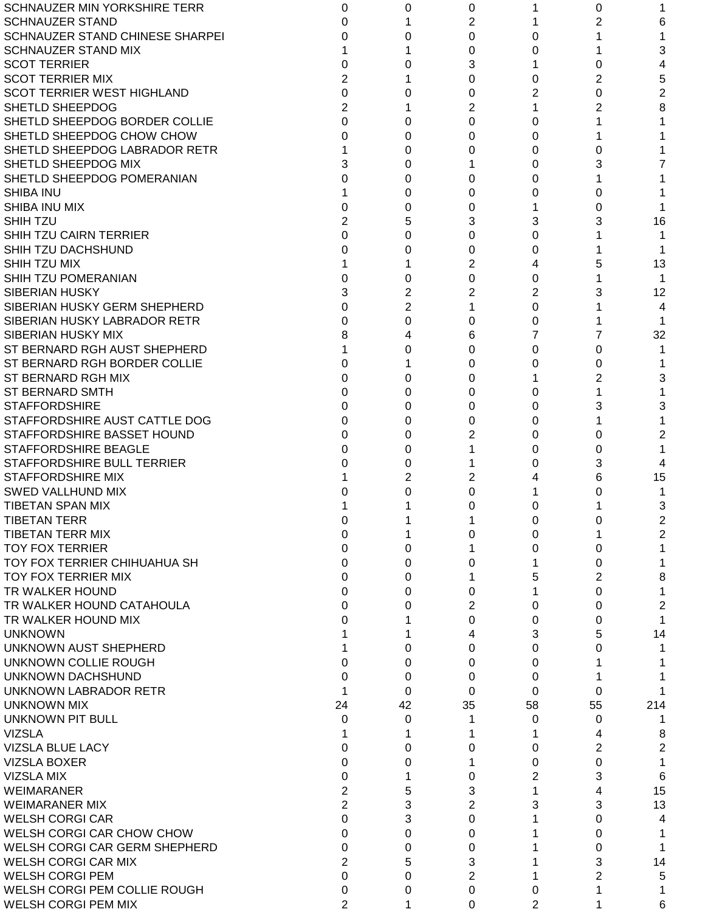| | | | | | | |
|---|---|---|---|---|---|---|
| SCHNAUZER MIN YORKSHIRE TERR | 0 | 0 | 0 | 1 | 0 | 1 |
| SCHNAUZER STAND | 0 | 1 | 2 | 1 | 2 | 6 |
| SCHNAUZER STAND CHINESE SHARPEI | 0 | 0 | 0 | 0 | 1 | 1 |
| SCHNAUZER STAND MIX | 1 | 1 | 0 | 0 | 1 | 3 |
| SCOT TERRIER | 0 | 0 | 3 | 1 | 0 | 4 |
| SCOT TERRIER MIX | 2 | 1 | 0 | 0 | 2 | 5 |
| SCOT TERRIER WEST HIGHLAND | 0 | 0 | 0 | 2 | 0 | 2 |
| SHETLD SHEEPDOG | 2 | 1 | 2 | 1 | 2 | 8 |
| SHETLD SHEEPDOG BORDER COLLIE | 0 | 0 | 0 | 0 | 1 | 1 |
| SHETLD SHEEPDOG CHOW CHOW | 0 | 0 | 0 | 0 | 1 | 1 |
| SHETLD SHEEPDOG LABRADOR RETR | 1 | 0 | 0 | 0 | 0 | 1 |
| SHETLD SHEEPDOG MIX | 3 | 0 | 1 | 0 | 3 | 7 |
| SHETLD SHEEPDOG POMERANIAN | 0 | 0 | 0 | 0 | 1 | 1 |
| SHIBA INU | 1 | 0 | 0 | 0 | 0 | 1 |
| SHIBA INU MIX | 0 | 0 | 0 | 1 | 0 | 1 |
| SHIH TZU | 2 | 5 | 3 | 3 | 3 | 16 |
| SHIH TZU CAIRN TERRIER | 0 | 0 | 0 | 0 | 1 | 1 |
| SHIH TZU DACHSHUND | 0 | 0 | 0 | 0 | 1 | 1 |
| SHIH TZU MIX | 1 | 1 | 2 | 4 | 5 | 13 |
| SHIH TZU POMERANIAN | 0 | 0 | 0 | 0 | 1 | 1 |
| SIBERIAN HUSKY | 3 | 2 | 2 | 2 | 3 | 12 |
| SIBERIAN HUSKY GERM SHEPHERD | 0 | 2 | 1 | 0 | 1 | 4 |
| SIBERIAN HUSKY LABRADOR RETR | 0 | 0 | 0 | 0 | 1 | 1 |
| SIBERIAN HUSKY MIX | 8 | 4 | 6 | 7 | 7 | 32 |
| ST BERNARD RGH AUST SHEPHERD | 1 | 0 | 0 | 0 | 0 | 1 |
| ST BERNARD RGH BORDER COLLIE | 0 | 1 | 0 | 0 | 0 | 1 |
| ST BERNARD RGH MIX | 0 | 0 | 0 | 1 | 2 | 3 |
| ST BERNARD SMTH | 0 | 0 | 0 | 0 | 1 | 1 |
| STAFFORDSHIRE | 0 | 0 | 0 | 0 | 3 | 3 |
| STAFFORDSHIRE AUST CATTLE DOG | 0 | 0 | 0 | 0 | 1 | 1 |
| STAFFORDSHIRE BASSET HOUND | 0 | 0 | 2 | 0 | 0 | 2 |
| STAFFORDSHIRE BEAGLE | 0 | 0 | 1 | 0 | 0 | 1 |
| STAFFORDSHIRE BULL TERRIER | 0 | 0 | 1 | 0 | 3 | 4 |
| STAFFORDSHIRE MIX | 1 | 2 | 2 | 4 | 6 | 15 |
| SWED VALLHUND MIX | 0 | 0 | 0 | 1 | 0 | 1 |
| TIBETAN SPAN MIX | 1 | 1 | 0 | 0 | 1 | 3 |
| TIBETAN TERR | 0 | 1 | 1 | 0 | 0 | 2 |
| TIBETAN TERR MIX | 0 | 1 | 0 | 0 | 1 | 2 |
| TOY FOX TERRIER | 0 | 0 | 1 | 0 | 0 | 1 |
| TOY FOX TERRIER CHIHUAHUA SH | 0 | 0 | 0 | 1 | 0 | 1 |
| TOY FOX TERRIER MIX | 0 | 0 | 1 | 5 | 2 | 8 |
| TR WALKER HOUND | 0 | 0 | 0 | 1 | 0 | 1 |
| TR WALKER HOUND CATAHOULA | 0 | 0 | 2 | 0 | 0 | 2 |
| TR WALKER HOUND MIX | 0 | 1 | 0 | 0 | 0 | 1 |
| UNKNOWN | 1 | 1 | 4 | 3 | 5 | 14 |
| UNKNOWN AUST SHEPHERD | 1 | 0 | 0 | 0 | 0 | 1 |
| UNKNOWN COLLIE ROUGH | 0 | 0 | 0 | 0 | 1 | 1 |
| UNKNOWN DACHSHUND | 0 | 0 | 0 | 0 | 1 | 1 |
| UNKNOWN LABRADOR RETR | 1 | 0 | 0 | 0 | 0 | 1 |
| UNKNOWN MIX | 24 | 42 | 35 | 58 | 55 | 214 |
| UNKNOWN PIT BULL | 0 | 0 | 1 | 0 | 0 | 1 |
| VIZSLA | 1 | 1 | 1 | 1 | 4 | 8 |
| VIZSLA BLUE LACY | 0 | 0 | 0 | 0 | 2 | 2 |
| VIZSLA BOXER | 0 | 0 | 1 | 0 | 0 | 1 |
| VIZSLA MIX | 0 | 1 | 0 | 2 | 3 | 6 |
| WEIMARANER | 2 | 5 | 3 | 1 | 4 | 15 |
| WEIMARANER MIX | 2 | 3 | 2 | 3 | 3 | 13 |
| WELSH CORGI CAR | 0 | 3 | 0 | 1 | 0 | 4 |
| WELSH CORGI CAR CHOW CHOW | 0 | 0 | 0 | 1 | 0 | 1 |
| WELSH CORGI CAR GERM SHEPHERD | 0 | 0 | 0 | 1 | 0 | 1 |
| WELSH CORGI CAR MIX | 2 | 5 | 3 | 1 | 3 | 14 |
| WELSH CORGI PEM | 0 | 0 | 2 | 1 | 2 | 5 |
| WELSH CORGI PEM COLLIE ROUGH | 0 | 0 | 0 | 0 | 1 | 1 |
| WELSH CORGI PEM MIX | 2 | 1 | 0 | 2 | 1 | 6 |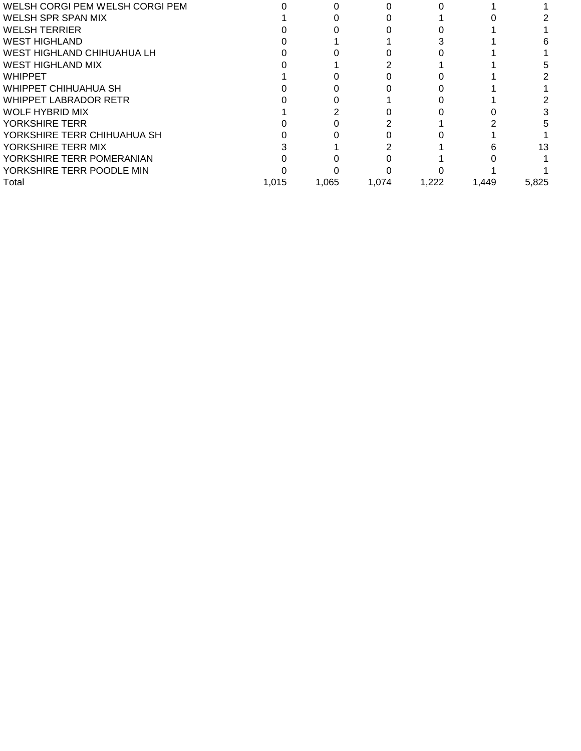| | | | | | | |
|---|---|---|---|---|---|---|
| WELSH CORGI PEM WELSH CORGI PEM | 0 | 0 | 0 | 0 | 1 | 1 |
| WELSH SPR SPAN MIX | 1 | 0 | 0 | 1 | 0 | 2 |
| WELSH TERRIER | 0 | 0 | 0 | 0 | 1 | 1 |
| WEST HIGHLAND | 0 | 1 | 1 | 3 | 1 | 6 |
| WEST HIGHLAND CHIHUAHUA LH | 0 | 0 | 0 | 0 | 1 | 1 |
| WEST HIGHLAND MIX | 0 | 1 | 2 | 1 | 1 | 5 |
| WHIPPET | 1 | 0 | 0 | 0 | 1 | 2 |
| WHIPPET CHIHUAHUA SH | 0 | 0 | 0 | 0 | 1 | 1 |
| WHIPPET LABRADOR RETR | 0 | 0 | 1 | 0 | 1 | 2 |
| WOLF HYBRID MIX | 1 | 2 | 0 | 0 | 0 | 3 |
| YORKSHIRE TERR | 0 | 0 | 2 | 1 | 2 | 5 |
| YORKSHIRE TERR CHIHUAHUA SH | 0 | 0 | 0 | 0 | 1 | 1 |
| YORKSHIRE TERR MIX | 3 | 1 | 2 | 1 | 6 | 13 |
| YORKSHIRE TERR POMERANIAN | 0 | 0 | 0 | 1 | 0 | 1 |
| YORKSHIRE TERR POODLE MIN | 0 | 0 | 0 | 0 | 1 | 1 |
| Total | 1,015 | 1,065 | 1,074 | 1,222 | 1,449 | 5,825 |